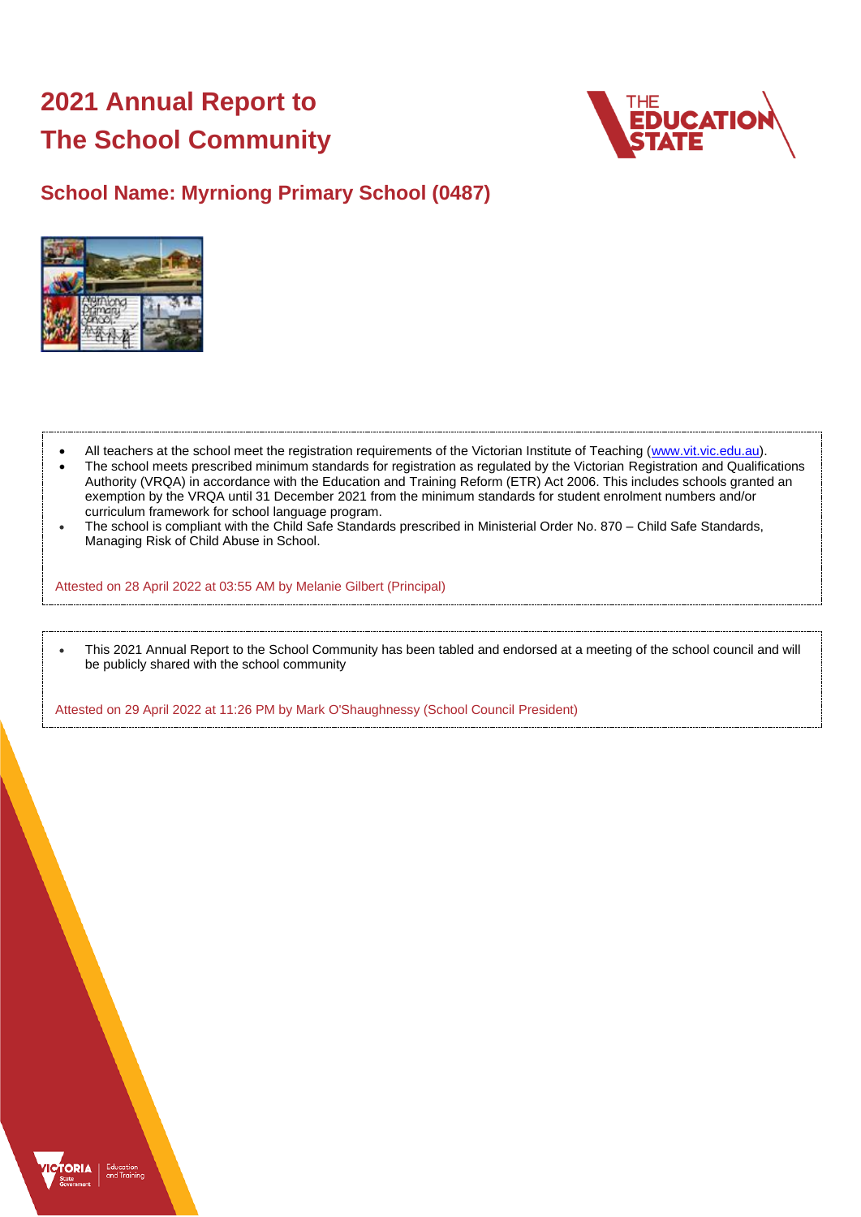# 2021 Annual Report to The School Community

## School Name: Myrniong Primary School (0487)

- All teachers at the school meet the registration requirements of the Victorian Institute of Teaching (www.vit.vic.edu.au).
- The school meets prescribed minimum standards for registration as regulated by the Victorian Registration and Qualifications Authority (VRQA) in accordance with the Education and Training Reform (ETR) Act 2006. This includes schools granted an exemption by the VRQA until 31 December 2021 from the minimum standards for student enrolment numbers and/or curriculum framework for school language program.
- The school is compliant with the Child Safe Standards prescribed in Ministerial Order No. 870 – Child Safe Standards, Managing Risk of Child Abuse in School.

Attested on 28 April 2022 at 03:55 AM by Melanie Gilbert (Principal)

- This 2021 Annual Report to the School Community has been tabled and endorsed at a meeting of the school council and will be publicly shared with the school community

Attested on 29 April 2022 at 11:26 PM by Mark O'Shaughnessy (School Council President)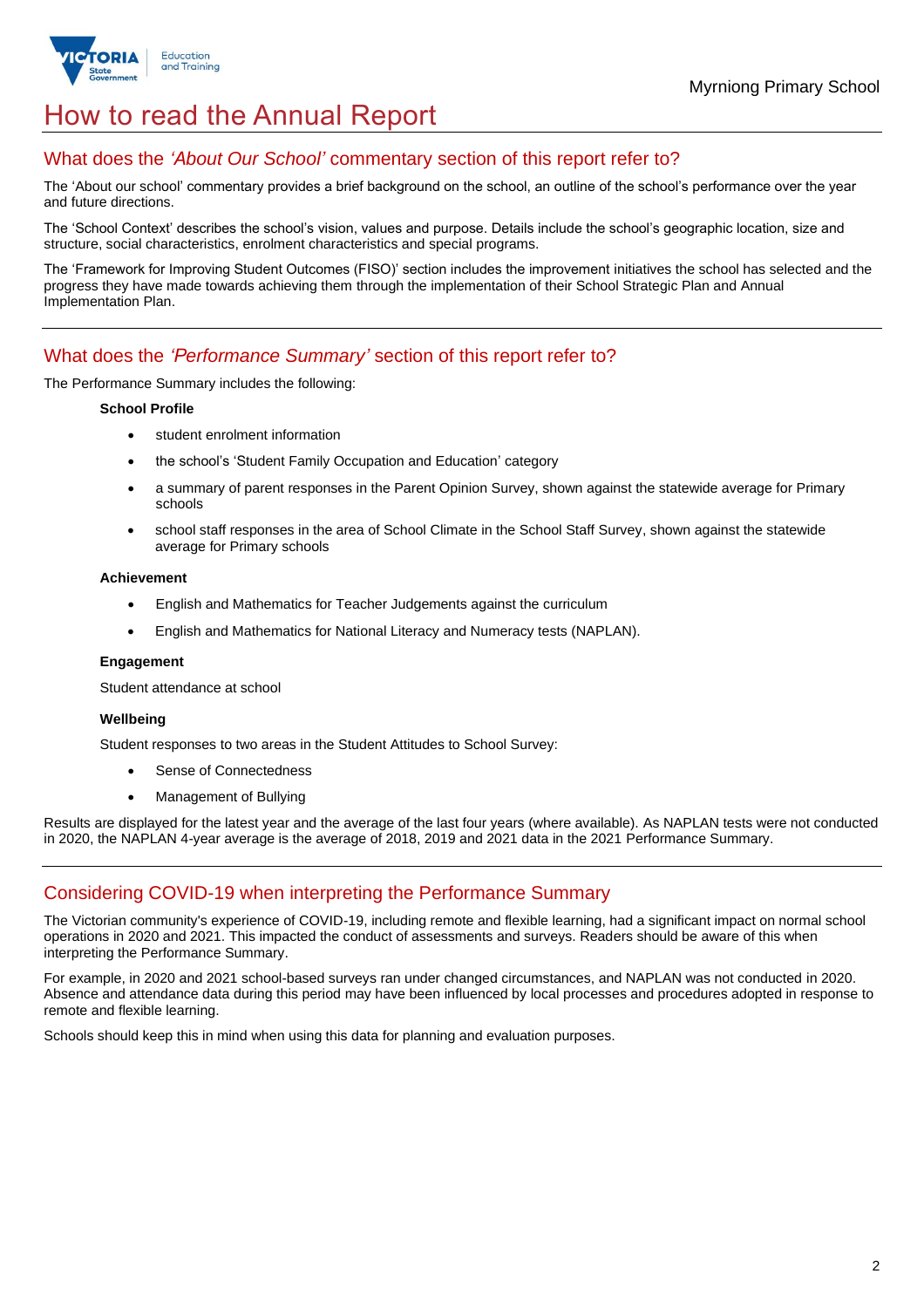# How to read the Annual Report

## What does the *'About Our School'* commentary section of this report refer to?

The 'About our school' commentary provides a brief background on the school, an outline of the school's performance over the year and future directions.

The 'School Context' describes the school's vision, values and purpose. Details include the school's geographic location, size and structure, social characteristics, enrolment characteristics and special programs.

The 'Framework for Improving Student Outcomes (FISO)' section includes the improvement initiatives the school has selected and the progress they have made towards achieving them through the implementation of their School Strategic Plan and Annual Implementation Plan.

## What does the *'Performance Summary'* section of this report refer to?

The Performance Summary includes the following:

**School Profile**

- student enrolment information
- the school's 'Student Family Occupation and Education' category
- a summary of parent responses in the Parent Opinion Survey, shown against the statewide average for Primary schools
- school staff responses in the area of School Climate in the School Staff Survey, shown against the statewide average for Primary schools

**Achievement**

- English and Mathematics for Teacher Judgements against the curriculum
- English and Mathematics for National Literacy and Numeracy tests (NAPLAN).

**Engagement**

Student attendance at school

**Wellbeing**

Student responses to two areas in the Student Attitudes to School Survey:

- Sense of Connectedness
- Management of Bullying

Results are displayed for the latest year and the average of the last four years (where available). As NAPLAN tests were not conducted in 2020, the NAPLAN 4-year average is the average of 2018, 2019 and 2021 data in the 2021 Performance Summary.

## Considering COVID-19 when interpreting the Performance Summary

The Victorian community's experience of COVID-19, including remote and flexible learning, had a significant impact on normal school operations in 2020 and 2021. This impacted the conduct of assessments and surveys. Readers should be aware of this when interpreting the Performance Summary.

For example, in 2020 and 2021 school-based surveys ran under changed circumstances, and NAPLAN was not conducted in 2020. Absence and attendance data during this period may have been influenced by local processes and procedures adopted in response to remote and flexible learning.

Schools should keep this in mind when using this data for planning and evaluation purposes.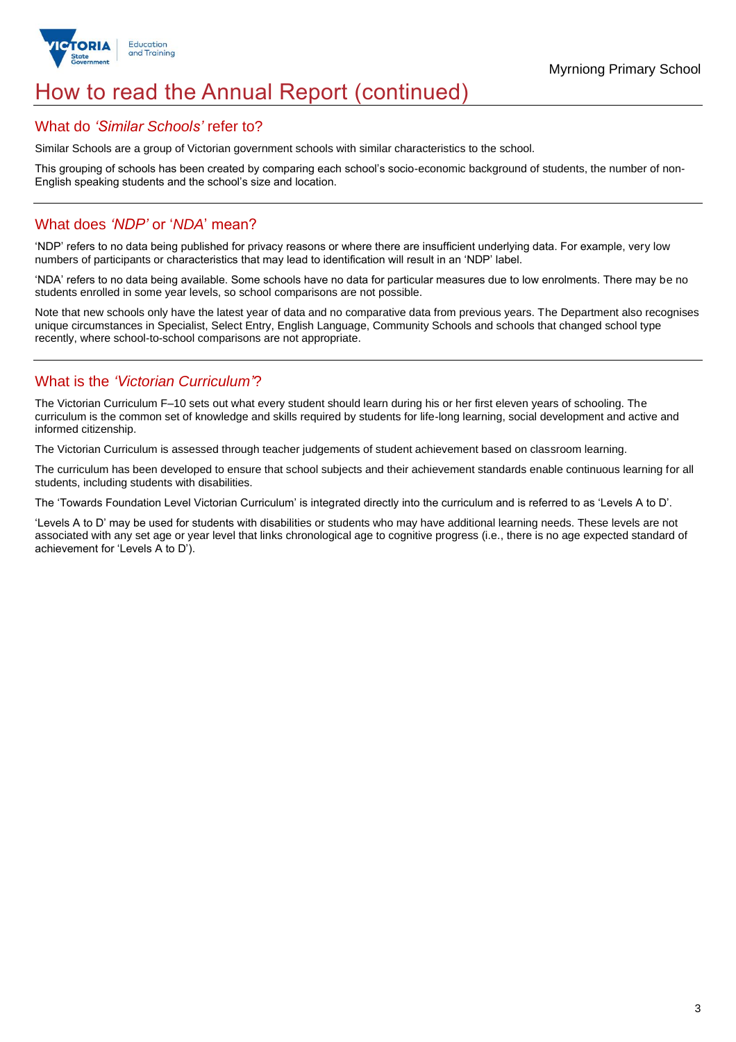# How to read the Annual Report (continued)

## What do *'Similar Schools'* refer to?

Similar Schools are a group of Victorian government schools with similar characteristics to the school.

This grouping of schools has been created by comparing each school's socio-economic background of students, the number of non-English speaking students and the school's size and location.

## What does *'NDP'* or '*NDA*' mean?

'NDP' refers to no data being published for privacy reasons or where there are insufficient underlying data. For example, very low numbers of participants or characteristics that may lead to identification will result in an 'NDP' label.

'NDA' refers to no data being available. Some schools have no data for particular measures due to low enrolments. There may be no students enrolled in some year levels, so school comparisons are not possible.

Note that new schools only have the latest year of data and no comparative data from previous years. The Department also recognises unique circumstances in Specialist, Select Entry, English Language, Community Schools and schools that changed school type recently, where school-to-school comparisons are not appropriate.

## What is the *'Victorian Curriculum'*?

The Victorian Curriculum F–10 sets out what every student should learn during his or her first eleven years of schooling. The curriculum is the common set of knowledge and skills required by students for life-long learning, social development and active and informed citizenship.

The Victorian Curriculum is assessed through teacher judgements of student achievement based on classroom learning.

The curriculum has been developed to ensure that school subjects and their achievement standards enable continuous learning for all students, including students with disabilities.

The 'Towards Foundation Level Victorian Curriculum' is integrated directly into the curriculum and is referred to as 'Levels A to D'.

'Levels A to D' may be used for students with disabilities or students who may have additional learning needs. These levels are not associated with any set age or year level that links chronological age to cognitive progress (i.e., there is no age expected standard of achievement for 'Levels A to D').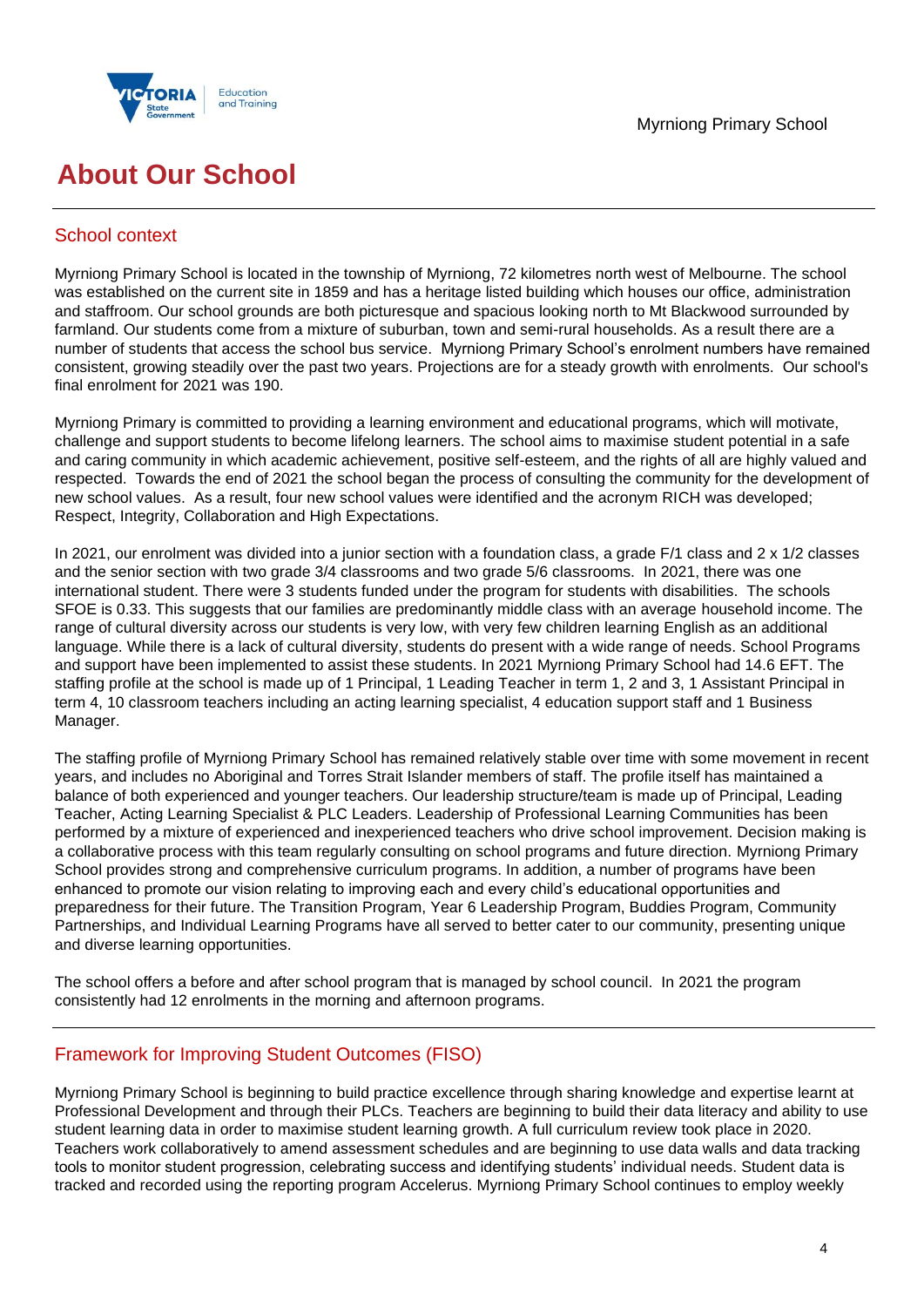# About Our School

## School context

Myrniong Primary School is located in the township of Myrniong, 72 kilometres north west of Melbourne. The school was established on the current site in 1859 and has a heritage listed building which houses our office, administration and staffroom. Our school grounds are both picturesque and spacious looking north to Mt Blackwood surrounded by farmland. Our students come from a mixture of suburban, town and semi-rural households. As a result there are a number of students that access the school bus service. Myrniong Primary School's enrolment numbers have remained consistent, growing steadily over the past two years. Projections are for a steady growth with enrolments. Our school's final enrolment for 2021 was 190.

Myrniong Primary is committed to providing a learning environment and educational programs, which will motivate, challenge and support students to become lifelong learners. The school aims to maximise student potential in a safe and caring community in which academic achievement, positive self-esteem, and the rights of all are highly valued and respected. Towards the end of 2021 the school began the process of consulting the community for the development of new school values. As a result, four new school values were identified and the acronym RICH was developed; Respect, Integrity, Collaboration and High Expectations.

In 2021, our enrolment was divided into a junior section with a foundation class, a grade F/1 class and 2 x 1/2 classes and the senior section with two grade 3/4 classrooms and two grade 5/6 classrooms. In 2021, there was one international student. There were 3 students funded under the program for students with disabilities. The schools SFOE is 0.33. This suggests that our families are predominantly middle class with an average household income. The range of cultural diversity across our students is very low, with very few children learning English as an additional language. While there is a lack of cultural diversity, students do present with a wide range of needs. School Programs and support have been implemented to assist these students. In 2021 Myrniong Primary School had 14.6 EFT. The staffing profile at the school is made up of 1 Principal, 1 Leading Teacher in term 1, 2 and 3, 1 Assistant Principal in term 4, 10 classroom teachers including an acting learning specialist, 4 education support staff and 1 Business Manager.

The staffing profile of Myrniong Primary School has remained relatively stable over time with some movement in recent years, and includes no Aboriginal and Torres Strait Islander members of staff. The profile itself has maintained a balance of both experienced and younger teachers. Our leadership structure/team is made up of Principal, Leading Teacher, Acting Learning Specialist & PLC Leaders. Leadership of Professional Learning Communities has been performed by a mixture of experienced and inexperienced teachers who drive school improvement. Decision making is a collaborative process with this team regularly consulting on school programs and future direction. Myrniong Primary School provides strong and comprehensive curriculum programs. In addition, a number of programs have been enhanced to promote our vision relating to improving each and every child's educational opportunities and preparedness for their future. The Transition Program, Year 6 Leadership Program, Buddies Program, Community Partnerships, and Individual Learning Programs have all served to better cater to our community, presenting unique and diverse learning opportunities.

The school offers a before and after school program that is managed by school council. In 2021 the program consistently had 12 enrolments in the morning and afternoon programs.

## Framework for Improving Student Outcomes (FISO)

Myrniong Primary School is beginning to build practice excellence through sharing knowledge and expertise learnt at Professional Development and through their PLCs. Teachers are beginning to build their data literacy and ability to use student learning data in order to maximise student learning growth. A full curriculum review took place in 2020. Teachers work collaboratively to amend assessment schedules and are beginning to use data walls and data tracking tools to monitor student progression, celebrating success and identifying students' individual needs. Student data is tracked and recorded using the reporting program Accelerus. Myrniong Primary School continues to employ weekly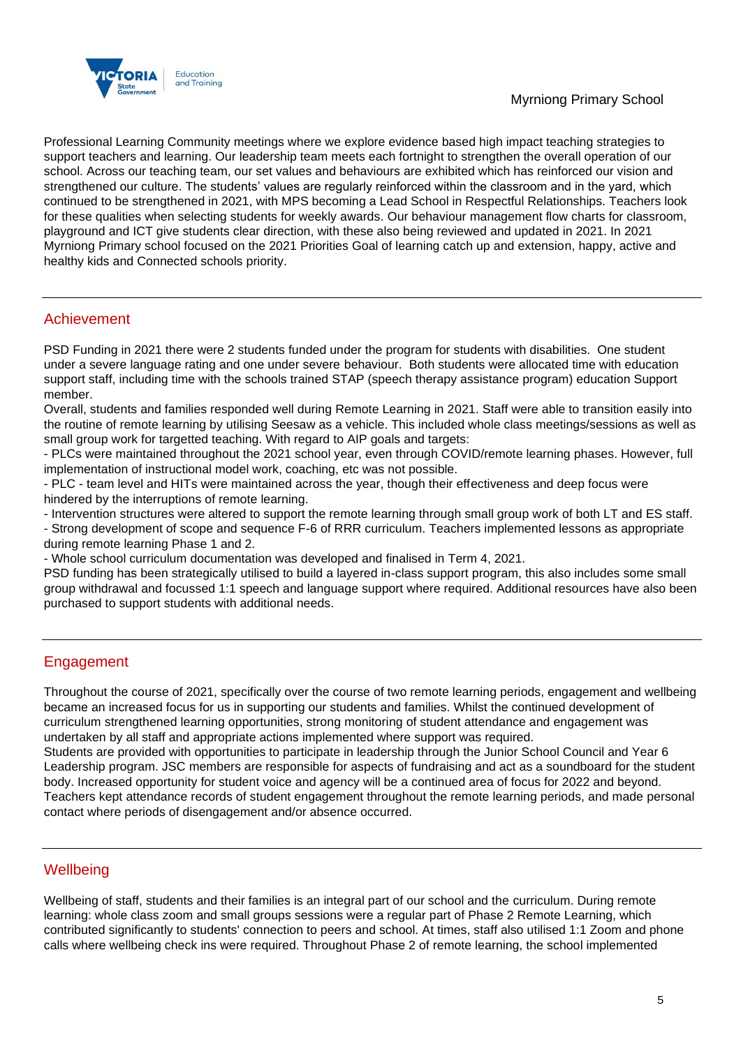Professional Learning Community meetings where we explore evidence based high impact teaching strategies to support teachers and learning. Our leadership team meets each fortnight to strengthen the overall operation of our school. Across our teaching team, our set values and behaviours are exhibited which has reinforced our vision and strengthened our culture. The students' values are regularly reinforced within the classroom and in the yard, which continued to be strengthened in 2021, with MPS becoming a Lead School in Respectful Relationships. Teachers look for these qualities when selecting students for weekly awards. Our behaviour management flow charts for classroom, playground and ICT give students clear direction, with these also being reviewed and updated in 2021. In 2021 Myrniong Primary school focused on the 2021 Priorities Goal of learning catch up and extension, happy, active and healthy kids and Connected schools priority.

## Achievement

PSD Funding in 2021 there were 2 students funded under the program for students with disabilities. One student under a severe language rating and one under severe behaviour. Both students were allocated time with education support staff, including time with the schools trained STAP (speech therapy assistance program) education Support member.
Overall, students and families responded well during Remote Learning in 2021. Staff were able to transition easily into the routine of remote learning by utilising Seesaw as a vehicle. This included whole class meetings/sessions as well as small group work for targetted teaching. With regard to AIP goals and targets:
- PLCs were maintained throughout the 2021 school year, even through COVID/remote learning phases. However, full implementation of instructional model work, coaching, etc was not possible.
- PLC - team level and HITs were maintained across the year, though their effectiveness and deep focus were hindered by the interruptions of remote learning.
- Intervention structures were altered to support the remote learning through small group work of both LT and ES staff.
- Strong development of scope and sequence F-6 of RRR curriculum. Teachers implemented lessons as appropriate during remote learning Phase 1 and 2.
- Whole school curriculum documentation was developed and finalised in Term 4, 2021.

PSD funding has been strategically utilised to build a layered in-class support program, this also includes some small group withdrawal and focussed 1:1 speech and language support where required. Additional resources have also been purchased to support students with additional needs.

## Engagement

Throughout the course of 2021, specifically over the course of two remote learning periods, engagement and wellbeing became an increased focus for us in supporting our students and families. Whilst the continued development of curriculum strengthened learning opportunities, strong monitoring of student attendance and engagement was undertaken by all staff and appropriate actions implemented where support was required.
Students are provided with opportunities to participate in leadership through the Junior School Council and Year 6 Leadership program. JSC members are responsible for aspects of fundraising and act as a soundboard for the student body. Increased opportunity for student voice and agency will be a continued area of focus for 2022 and beyond.
Teachers kept attendance records of student engagement throughout the remote learning periods, and made personal contact where periods of disengagement and/or absence occurred.

## Wellbeing

Wellbeing of staff, students and their families is an integral part of our school and the curriculum. During remote learning: whole class zoom and small groups sessions were a regular part of Phase 2 Remote Learning, which contributed significantly to students' connection to peers and school. At times, staff also utilised 1:1 Zoom and phone calls where wellbeing check ins were required. Throughout Phase 2 of remote learning, the school implemented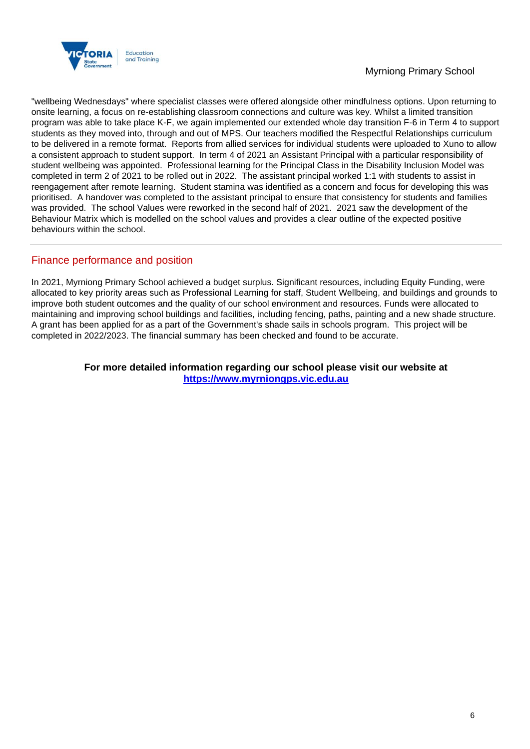"wellbeing Wednesdays" where specialist classes were offered alongside other mindfulness options. Upon returning to onsite learning, a focus on re-establishing classroom connections and culture was key. Whilst a limited transition program was able to take place K-F, we again implemented our extended whole day transition F-6 in Term 4 to support students as they moved into, through and out of MPS. Our teachers modified the Respectful Relationships curriculum to be delivered in a remote format. Reports from allied services for individual students were uploaded to Xuno to allow a consistent approach to student support. In term 4 of 2021 an Assistant Principal with a particular responsibility of student wellbeing was appointed. Professional learning for the Principal Class in the Disability Inclusion Model was completed in term 2 of 2021 to be rolled out in 2022. The assistant principal worked 1:1 with students to assist in reengagement after remote learning. Student stamina was identified as a concern and focus for developing this was prioritised. A handover was completed to the assistant principal to ensure that consistency for students and families was provided. The school Values were reworked in the second half of 2021. 2021 saw the development of the Behaviour Matrix which is modelled on the school values and provides a clear outline of the expected positive behaviours within the school.

## Finance performance and position

In 2021, Myrniong Primary School achieved a budget surplus. Significant resources, including Equity Funding, were allocated to key priority areas such as Professional Learning for staff, Student Wellbeing, and buildings and grounds to improve both student outcomes and the quality of our school environment and resources. Funds were allocated to maintaining and improving school buildings and facilities, including fencing, paths, painting and a new shade structure. A grant has been applied for as a part of the Government's shade sails in schools program. This project will be completed in 2022/2023. The financial summary has been checked and found to be accurate.

**For more detailed information regarding our school please visit our website at [https://www.myrniongps.vic.edu.au](https://www.myrniongps.vic.edu.au)**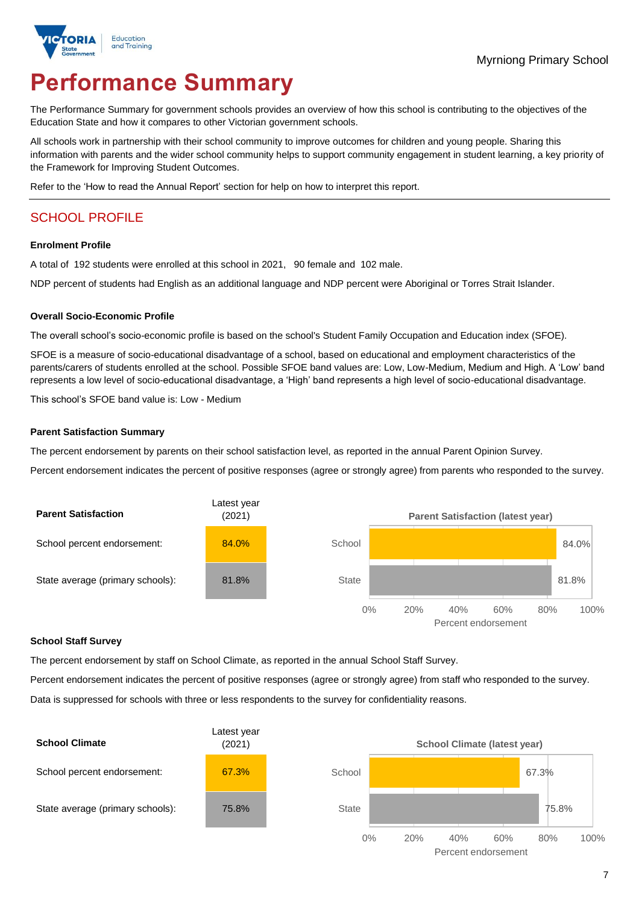Myrniong Primary School

# Performance Summary

The Performance Summary for government schools provides an overview of how this school is contributing to the objectives of the Education State and how it compares to other Victorian government schools.

All schools work in partnership with their school community to improve outcomes for children and young people. Sharing this information with parents and the wider school community helps to support community engagement in student learning, a key priority of the Framework for Improving Student Outcomes.

Refer to the 'How to read the Annual Report' section for help on how to interpret this report.

## SCHOOL PROFILE

### Enrolment Profile

A total of 192 students were enrolled at this school in 2021, 90 female and 102 male.

NDP percent of students had English as an additional language and NDP percent were Aboriginal or Torres Strait Islander.

### Overall Socio-Economic Profile

The overall school's socio-economic profile is based on the school's Student Family Occupation and Education index (SFOE).

SFOE is a measure of socio-educational disadvantage of a school, based on educational and employment characteristics of the parents/carers of students enrolled at the school. Possible SFOE band values are: Low, Low-Medium, Medium and High. A 'Low' band represents a low level of socio-educational disadvantage, a 'High' band represents a high level of socio-educational disadvantage.

This school's SFOE band value is: Low - Medium

### Parent Satisfaction Summary

The percent endorsement by parents on their school satisfaction level, as reported in the annual Parent Opinion Survey.

Percent endorsement indicates the percent of positive responses (agree or strongly agree) from parents who responded to the survey.

| Parent Satisfaction | Latest year (2021) |
|---|---|
| School percent endorsement: | 84.0% |
| State average (primary schools): | 81.8% |

Parent Satisfaction (latest year): School 84.0%, State 81.8%

### School Staff Survey

The percent endorsement by staff on School Climate, as reported in the annual School Staff Survey.

Percent endorsement indicates the percent of positive responses (agree or strongly agree) from staff who responded to the survey.

Data is suppressed for schools with three or less respondents to the survey for confidentiality reasons.

| School Climate | Latest year (2021) |
|---|---|
| School percent endorsement: | 67.3% |
| State average (primary schools): | 75.8% |

School Climate (latest year): School 67.3%, State 75.8%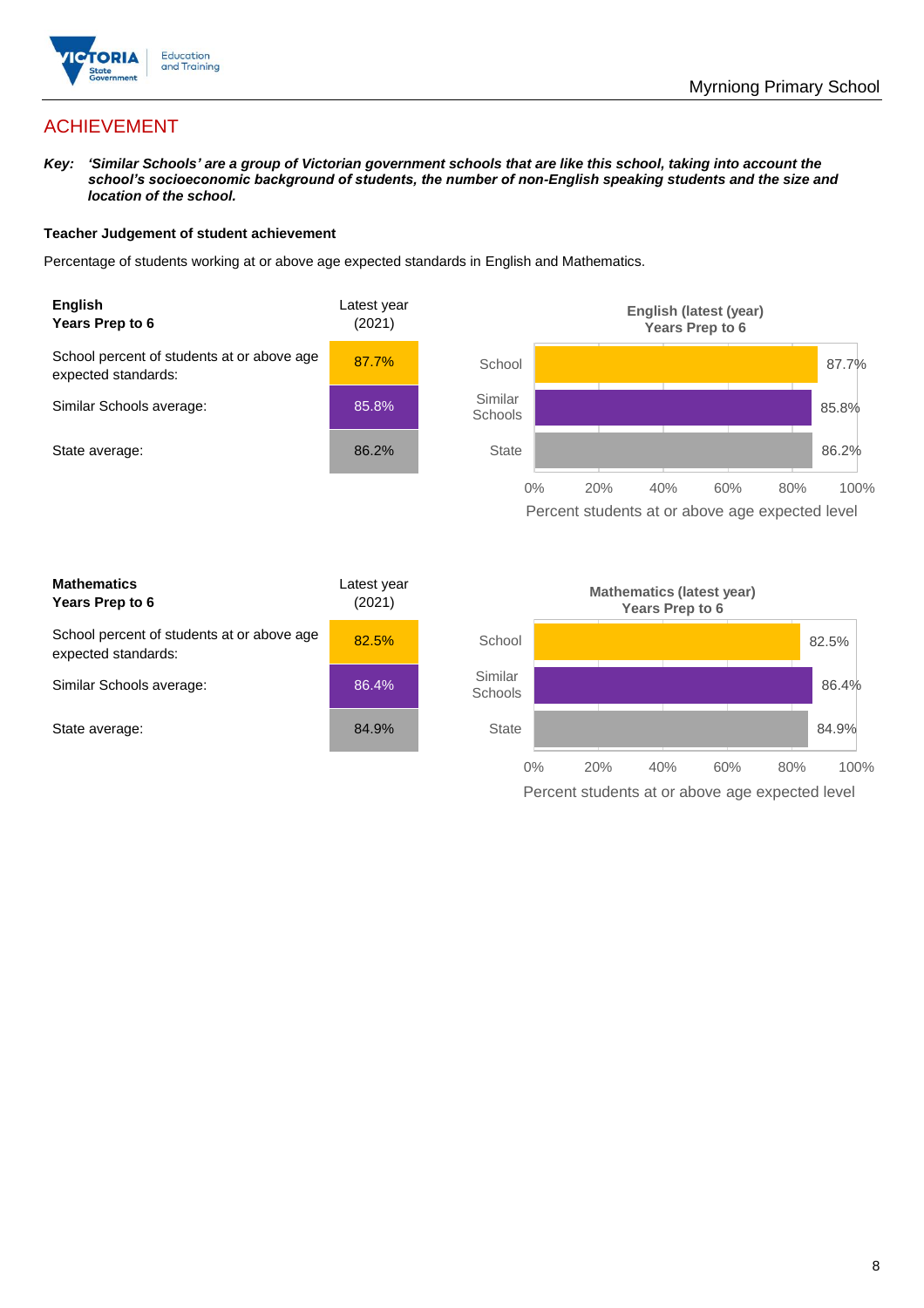## ACHIEVEMENT

***Key:*** ***'Similar Schools' are a group of Victorian government schools that are like this school, taking into account the school's socioeconomic background of students, the number of non-English speaking students and the size and location of the school.***

### Teacher Judgement of student achievement

Percentage of students working at or above age expected standards in English and Mathematics.

| **English Years Prep to 6** | Latest year (2021) |
|---|---|
| School percent of students at or above age expected standards: | 87.7% |
| Similar Schools average: | 85.8% |
| State average: | 86.2% |

**English (latest (year) Years Prep to 6**

| | Percent students at or above age expected level |
|---|---|
| School | 87.7% |
| Similar Schools | 85.8% |
| State | 86.2% |

| **Mathematics Years Prep to 6** | Latest year (2021) |
|---|---|
| School percent of students at or above age expected standards: | 82.5% |
| Similar Schools average: | 86.4% |
| State average: | 84.9% |

**Mathematics (latest year) Years Prep to 6**

| | Percent students at or above age expected level |
|---|---|
| School | 82.5% |
| Similar Schools | 86.4% |
| State | 84.9% |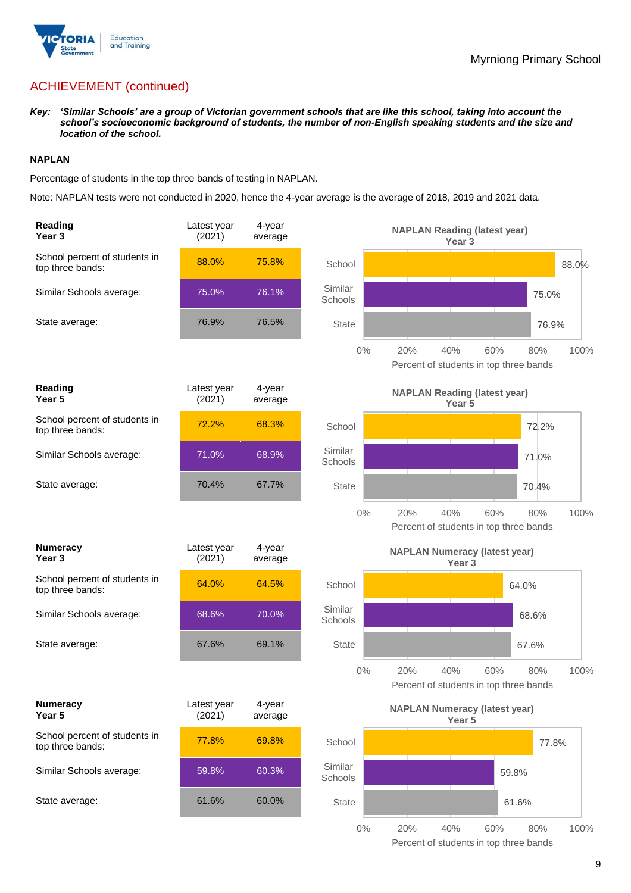## ACHIEVEMENT (continued)

***Key:** 'Similar Schools' are a group of Victorian government schools that are like this school, taking into account the school's socioeconomic background of students, the number of non-English speaking students and the size and location of the school.*

### NAPLAN

Percentage of students in the top three bands of testing in NAPLAN.

Note: NAPLAN tests were not conducted in 2020, hence the 4-year average is the average of 2018, 2019 and 2021 data.

| **Reading Year 3** | Latest year (2021) | 4-year average |
|---|---|---|
| School percent of students in top three bands: | 88.0% | 75.8% |
| Similar Schools average: | 75.0% | 76.1% |
| State average: | 76.9% | 76.5% |

**NAPLAN Reading (latest year) Year 3**

| | Percent of students in top three bands |
|---|---|
| School | 88.0% |
| Similar Schools | 75.0% |
| State | 76.9% |

| **Reading Year 5** | Latest year (2021) | 4-year average |
|---|---|---|
| School percent of students in top three bands: | 72.2% | 68.3% |
| Similar Schools average: | 71.0% | 68.9% |
| State average: | 70.4% | 67.7% |

**NAPLAN Reading (latest year) Year 5**

| | Percent of students in top three bands |
|---|---|
| School | 72.2% |
| Similar Schools | 71.0% |
| State | 70.4% |

| **Numeracy Year 3** | Latest year (2021) | 4-year average |
|---|---|---|
| School percent of students in top three bands: | 64.0% | 64.5% |
| Similar Schools average: | 68.6% | 70.0% |
| State average: | 67.6% | 69.1% |

**NAPLAN Numeracy (latest year) Year 3**

| | Percent of students in top three bands |
|---|---|
| School | 64.0% |
| Similar Schools | 68.6% |
| State | 67.6% |

| **Numeracy Year 5** | Latest year (2021) | 4-year average |
|---|---|---|
| School percent of students in top three bands: | 77.8% | 69.8% |
| Similar Schools average: | 59.8% | 60.3% |
| State average: | 61.6% | 60.0% |

**NAPLAN Numeracy (latest year) Year 5**

| | Percent of students in top three bands |
|---|---|
| School | 77.8% |
| Similar Schools | 59.8% |
| State | 61.6% |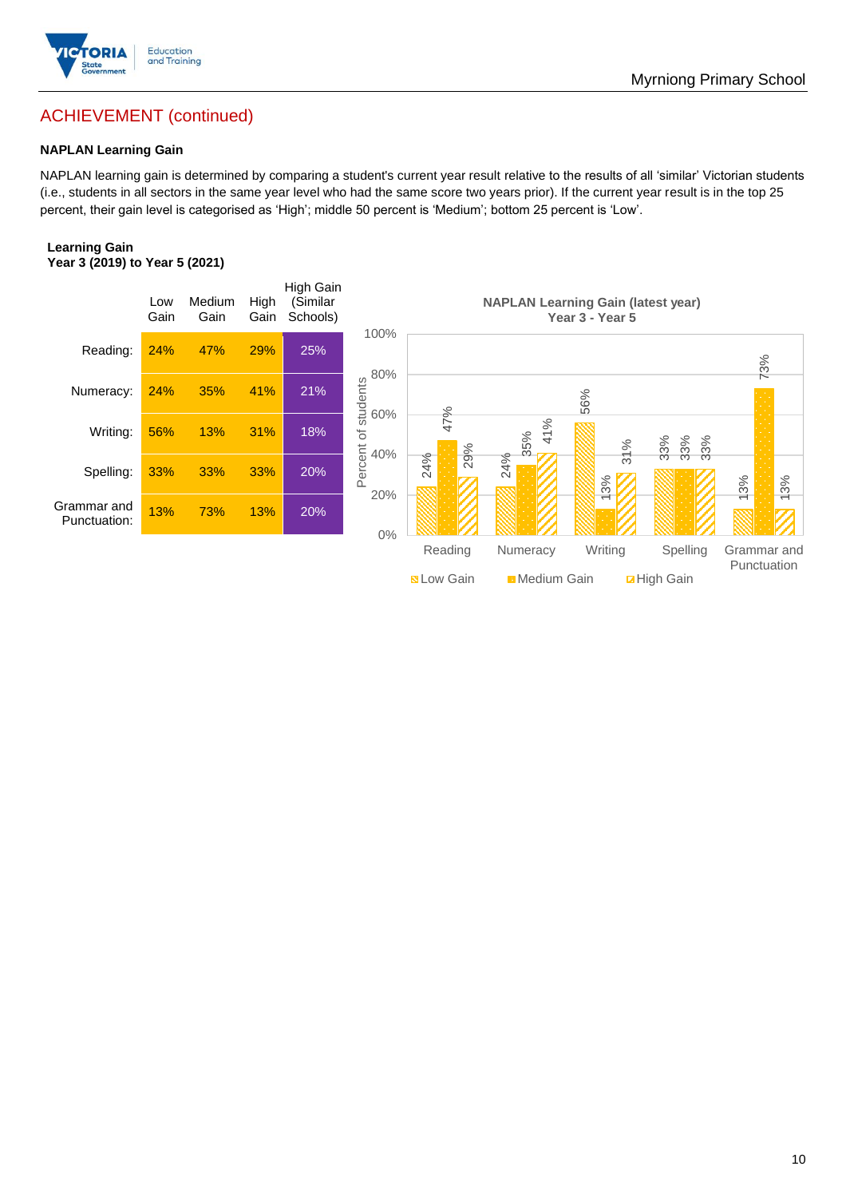## ACHIEVEMENT (continued)

**NAPLAN Learning Gain**

NAPLAN learning gain is determined by comparing a student's current year result relative to the results of all 'similar' Victorian students (i.e., students in all sectors in the same year level who had the same score two years prior). If the current year result is in the top 25 percent, their gain level is categorised as 'High'; middle 50 percent is 'Medium'; bottom 25 percent is 'Low'.

**Learning Gain**
**Year 3 (2019) to Year 5 (2021)**

| | Low Gain | Medium Gain | High Gain | High Gain (Similar Schools) |
|---|---|---|---|---|
| Reading: | 24% | 47% | 29% | 25% |
| Numeracy: | 24% | 35% | 41% | 21% |
| Writing: | 56% | 13% | 31% | 18% |
| Spelling: | 33% | 33% | 33% | 20% |
| Grammar and Punctuation: | 13% | 73% | 13% | 20% |

**NAPLAN Learning Gain (latest year)**
**Year 3 - Year 5**

| | Low Gain | Medium Gain | High Gain |
|---|---|---|---|
| Reading | 24% | 47% | 29% |
| Numeracy | 24% | 35% | 41% |
| Writing | 56% | 13% | 31% |
| Spelling | 33% | 33% | 33% |
| Grammar and Punctuation | 13% | 73% | 13% |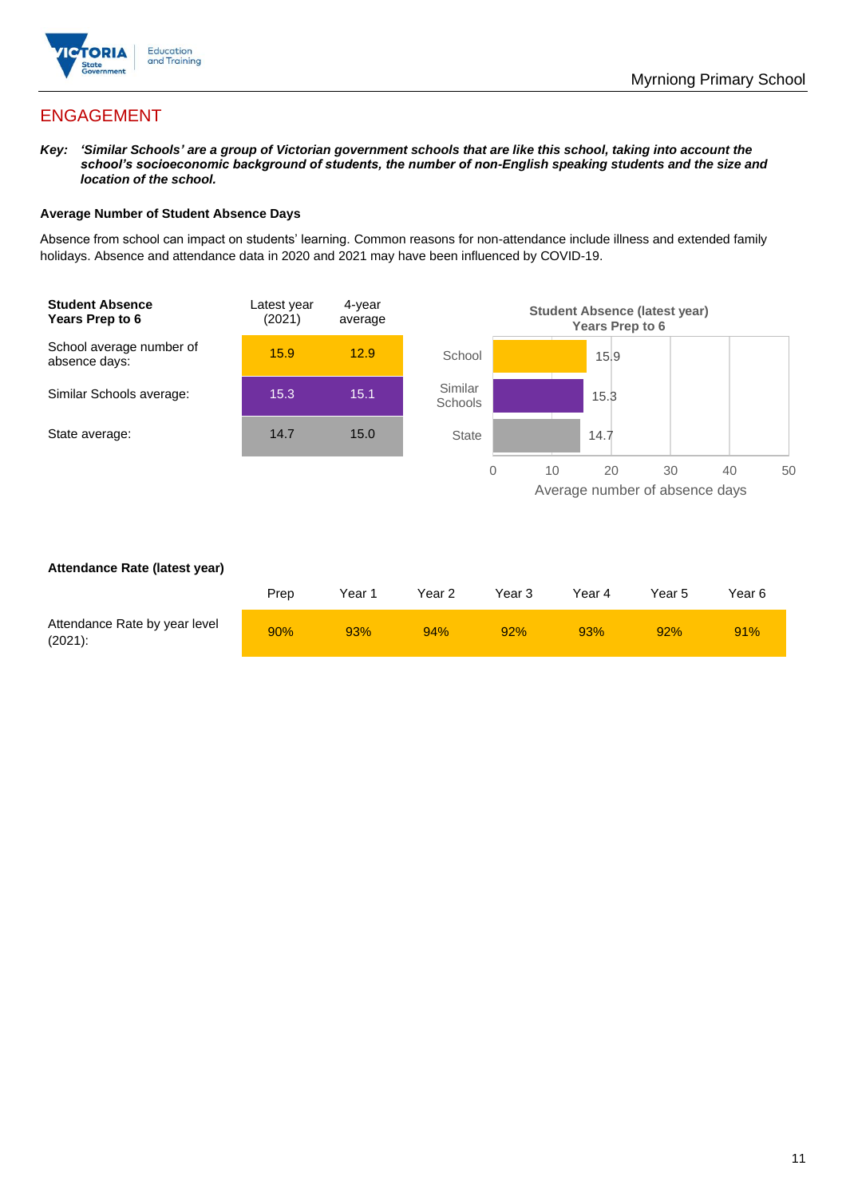## ENGAGEMENT

***Key:** 'Similar Schools' are a group of Victorian government schools that are like this school, taking into account the school's socioeconomic background of students, the number of non-English speaking students and the size and location of the school.*

**Average Number of Student Absence Days**

Absence from school can impact on students' learning. Common reasons for non-attendance include illness and extended family holidays. Absence and attendance data in 2020 and 2021 may have been influenced by COVID-19.

| **Student Absence Years Prep to 6** | Latest year (2021) | 4-year average |
|---|---|---|
| School average number of absence days: | 15.9 | 12.9 |
| Similar Schools average: | 15.3 | 15.1 |
| State average: | 14.7 | 15.0 |

**Student Absence (latest year) Years Prep to 6**

| | Average number of absence days |
|---|---|
| School | 15.9 |
| Similar Schools | 15.3 |
| State | 14.7 |

**Attendance Rate (latest year)**

| | Prep | Year 1 | Year 2 | Year 3 | Year 4 | Year 5 | Year 6 |
|---|---|---|---|---|---|---|---|
| Attendance Rate by year level (2021): | 90% | 93% | 94% | 92% | 93% | 92% | 91% |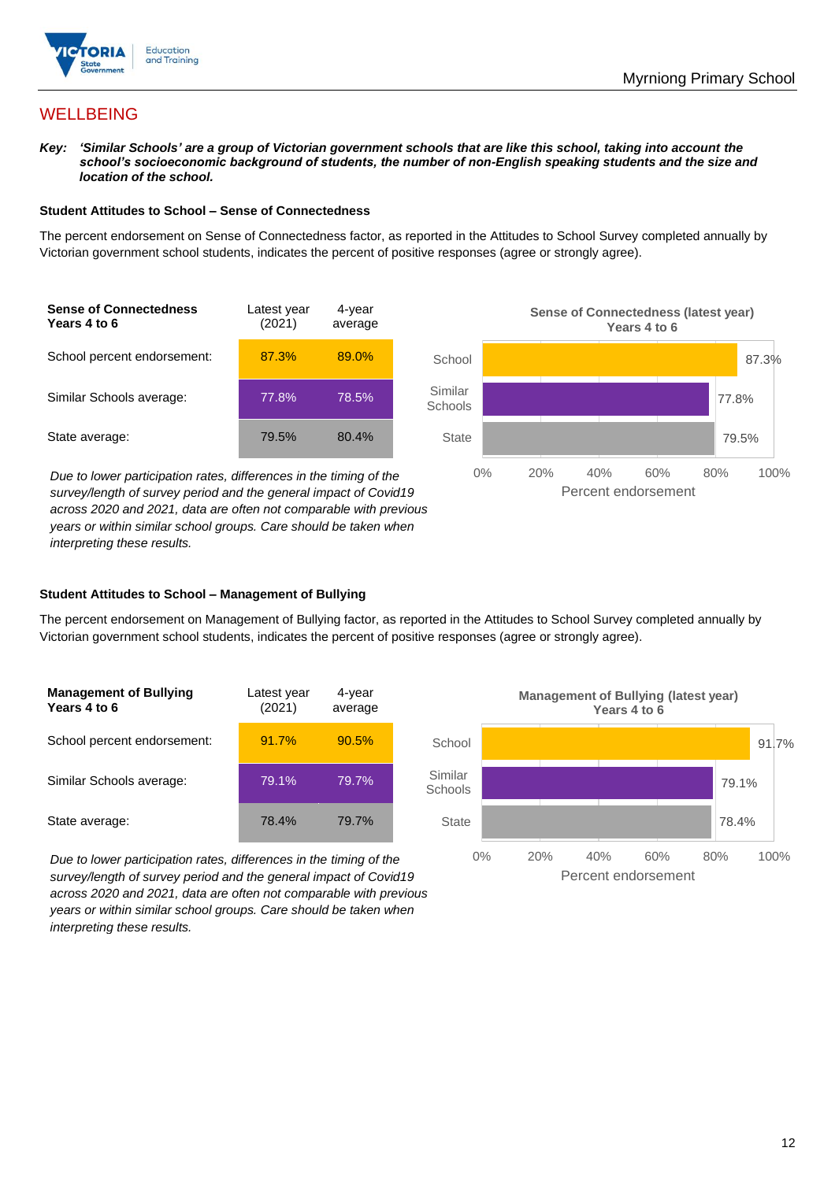## WELLBEING

***Key:*** ***'Similar Schools' are a group of Victorian government schools that are like this school, taking into account the school's socioeconomic background of students, the number of non-English speaking students and the size and location of the school.***

### Student Attitudes to School – Sense of Connectedness

The percent endorsement on Sense of Connectedness factor, as reported in the Attitudes to School Survey completed annually by Victorian government school students, indicates the percent of positive responses (agree or strongly agree).

| Sense of Connectedness Years 4 to 6 | Latest year (2021) | 4-year average |
|---|---|---|
| School percent endorsement: | 87.3% | 89.0% |
| Similar Schools average: | 77.8% | 78.5% |
| State average: | 79.5% | 80.4% |

*Due to lower participation rates, differences in the timing of the survey/length of survey period and the general impact of Covid19 across 2020 and 2021, data are often not comparable with previous years or within similar school groups. Care should be taken when interpreting these results.*

**Sense of Connectedness (latest year) Years 4 to 6**

| | Percent endorsement |
|---|---|
| School | 87.3% |
| Similar Schools | 77.8% |
| State | 79.5% |

### Student Attitudes to School – Management of Bullying

The percent endorsement on Management of Bullying factor, as reported in the Attitudes to School Survey completed annually by Victorian government school students, indicates the percent of positive responses (agree or strongly agree).

| Management of Bullying Years 4 to 6 | Latest year (2021) | 4-year average |
|---|---|---|
| School percent endorsement: | 91.7% | 90.5% |
| Similar Schools average: | 79.1% | 79.7% |
| State average: | 78.4% | 79.7% |

*Due to lower participation rates, differences in the timing of the survey/length of survey period and the general impact of Covid19 across 2020 and 2021, data are often not comparable with previous years or within similar school groups. Care should be taken when interpreting these results.*

**Management of Bullying (latest year) Years 4 to 6**

| | Percent endorsement |
|---|---|
| School | 91.7% |
| Similar Schools | 79.1% |
| State | 78.4% |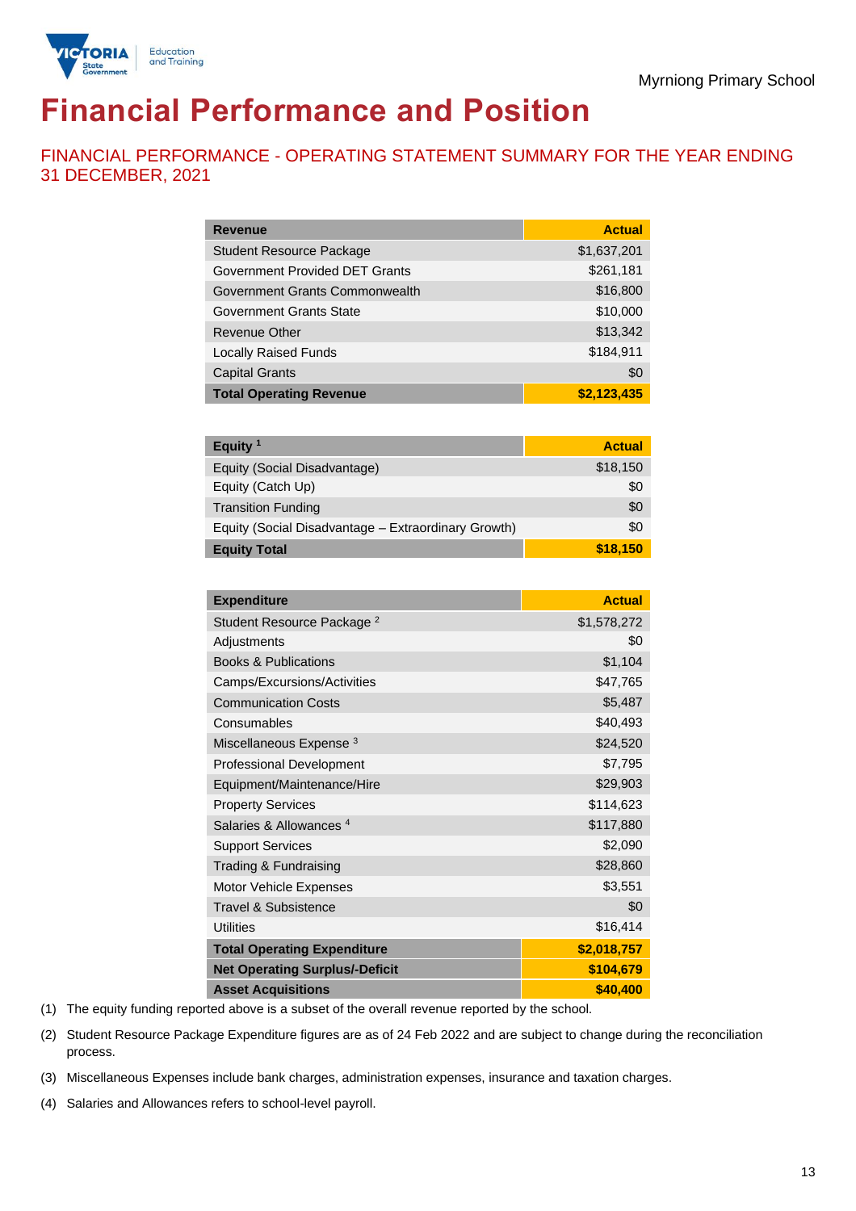Myrniong Primary School

# Financial Performance and Position

## FINANCIAL PERFORMANCE - OPERATING STATEMENT SUMMARY FOR THE YEAR ENDING 31 DECEMBER, 2021

| Revenue | Actual |
|---|---|
| Student Resource Package | $1,637,201 |
| Government Provided DET Grants | $261,181 |
| Government Grants Commonwealth | $16,800 |
| Government Grants State | $10,000 |
| Revenue Other | $13,342 |
| Locally Raised Funds | $184,911 |
| Capital Grants | $0 |
| **Total Operating Revenue** | **$2,123,435** |

| Equity [1] | Actual |
|---|---|
| Equity (Social Disadvantage) | $18,150 |
| Equity (Catch Up) | $0 |
| Transition Funding | $0 |
| Equity (Social Disadvantage – Extraordinary Growth) | $0 |
| **Equity Total** | **$18,150** |

| Expenditure | Actual |
|---|---|
| Student Resource Package [2] | $1,578,272 |
| Adjustments | $0 |
| Books & Publications | $1,104 |
| Camps/Excursions/Activities | $47,765 |
| Communication Costs | $5,487 |
| Consumables | $40,493 |
| Miscellaneous Expense [3] | $24,520 |
| Professional Development | $7,795 |
| Equipment/Maintenance/Hire | $29,903 |
| Property Services | $114,623 |
| Salaries & Allowances [4] | $117,880 |
| Support Services | $2,090 |
| Trading & Fundraising | $28,860 |
| Motor Vehicle Expenses | $3,551 |
| Travel & Subsistence | $0 |
| Utilities | $16,414 |
| **Total Operating Expenditure** | **$2,018,757** |
| **Net Operating Surplus/-Deficit** | **$104,679** |
| **Asset Acquisitions** | **$40,400** |

(1) The equity funding reported above is a subset of the overall revenue reported by the school.

(2) Student Resource Package Expenditure figures are as of 24 Feb 2022 and are subject to change during the reconciliation process.

(3) Miscellaneous Expenses include bank charges, administration expenses, insurance and taxation charges.

(4) Salaries and Allowances refers to school-level payroll.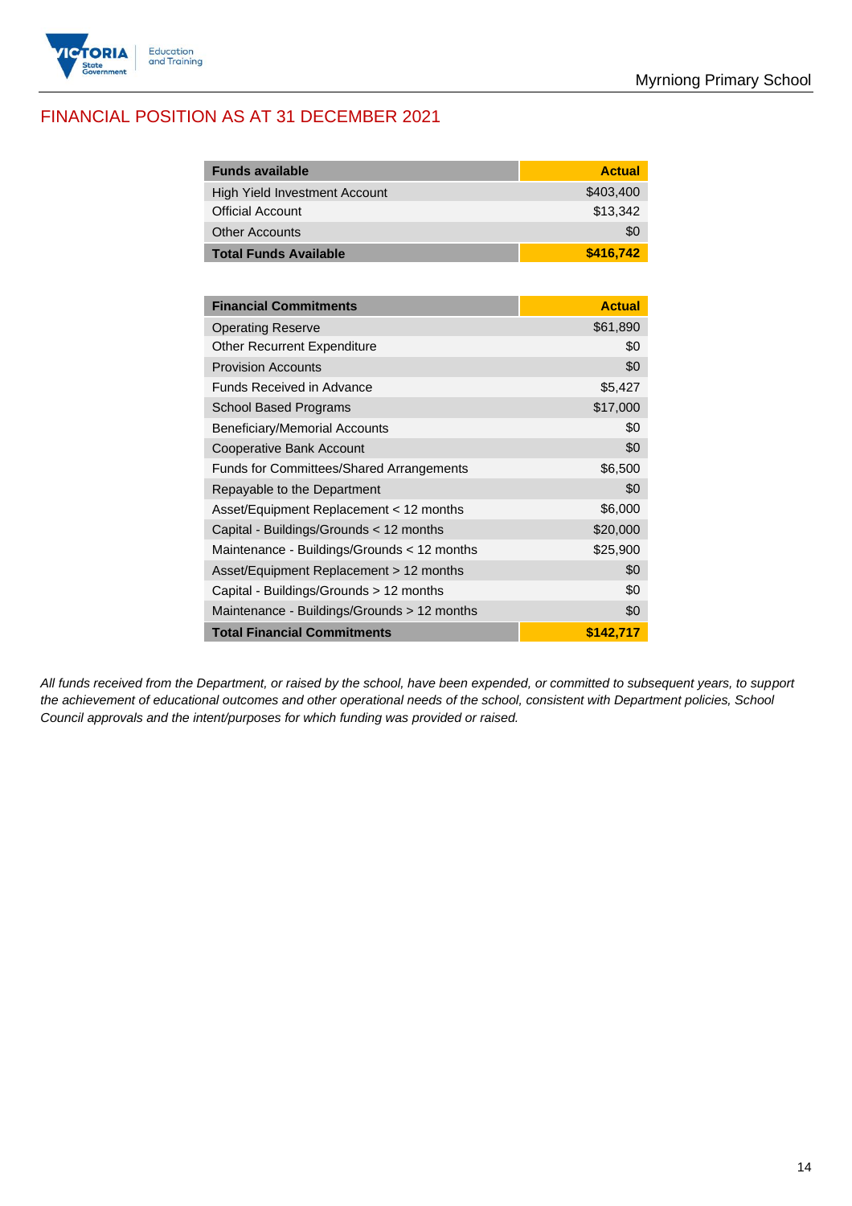## FINANCIAL POSITION AS AT 31 DECEMBER 2021

| Funds available | Actual |
|---|---|
| High Yield Investment Account | $403,400 |
| Official Account | $13,342 |
| Other Accounts | $0 |
| **Total Funds Available** | **$416,742** |

| Financial Commitments | Actual |
|---|---|
| Operating Reserve | $61,890 |
| Other Recurrent Expenditure | $0 |
| Provision Accounts | $0 |
| Funds Received in Advance | $5,427 |
| School Based Programs | $17,000 |
| Beneficiary/Memorial Accounts | $0 |
| Cooperative Bank Account | $0 |
| Funds for Committees/Shared Arrangements | $6,500 |
| Repayable to the Department | $0 |
| Asset/Equipment Replacement < 12 months | $6,000 |
| Capital - Buildings/Grounds < 12 months | $20,000 |
| Maintenance - Buildings/Grounds < 12 months | $25,900 |
| Asset/Equipment Replacement > 12 months | $0 |
| Capital - Buildings/Grounds > 12 months | $0 |
| Maintenance - Buildings/Grounds > 12 months | $0 |
| **Total Financial Commitments** | **$142,717** |

*All funds received from the Department, or raised by the school, have been expended, or committed to subsequent years, to support the achievement of educational outcomes and other operational needs of the school, consistent with Department policies, School Council approvals and the intent/purposes for which funding was provided or raised.*